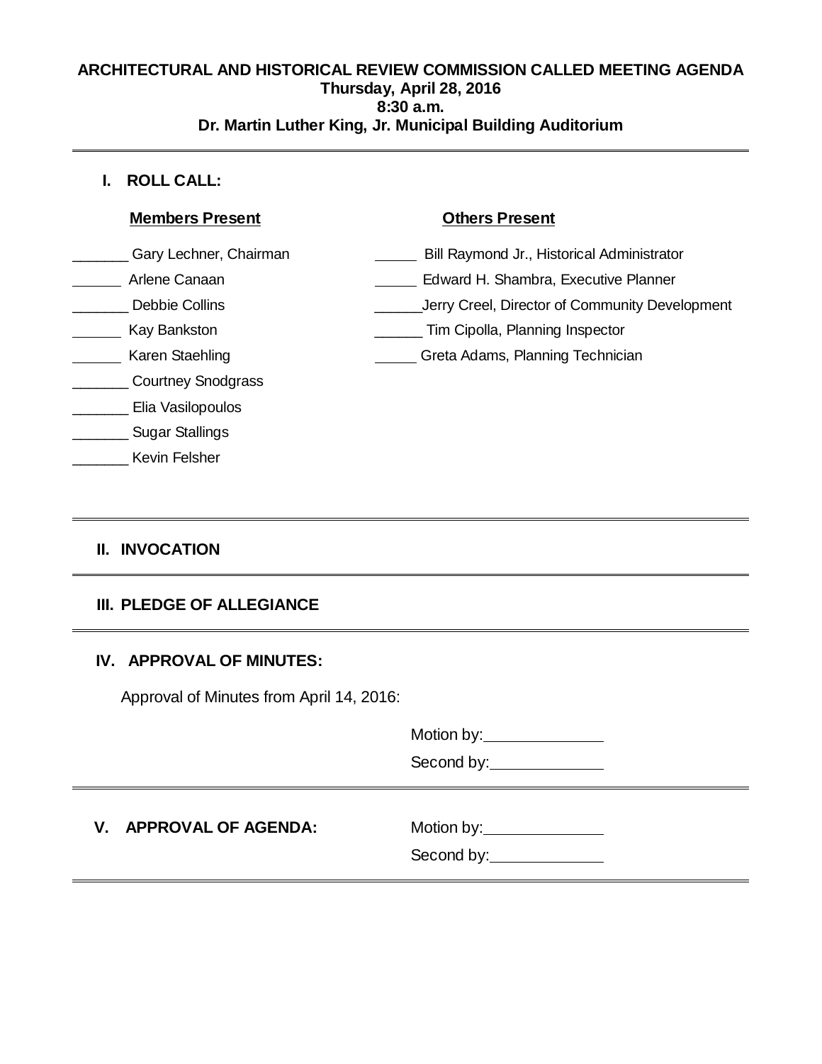# ARCHITECTURAL AND HISTORICAL REVIEW COMMISSION CALLED MEETING AGENDA

**Thursday, April 28, 2016**

**8:30 a.m.**

**Dr. Martin Luther King, Jr. Municipal Building Auditorium**

---

## I. ROLL CALL:

| Members Present | Others Present |
|---|---|
| _______ Gary Lechner, Chairman | _____ Bill Raymond Jr., Historical Administrator |
| ______ Arlene Canaan | _____ Edward H. Shambra, Executive Planner |
| _______ Debbie Collins | ______Jerry Creel, Director of Community Development |
| ______ Kay Bankston | ______ Tim Cipolla, Planning Inspector |
| ______ Karen Staehling | _____ Greta Adams, Planning Technician |
| _______ Courtney Snodgrass | |
| _______ Elia Vasilopoulos | |
| _______ Sugar Stallings | |
| _______ Kevin Felsher | |

---

## II. INVOCATION

---

## III. PLEDGE OF ALLEGIANCE

---

## IV. APPROVAL OF MINUTES:

Approval of Minutes from April 14, 2016:

Motion by:______________

Second by:_____________

---

## V. APPROVAL OF AGENDA:

Motion by:______________

Second by:_____________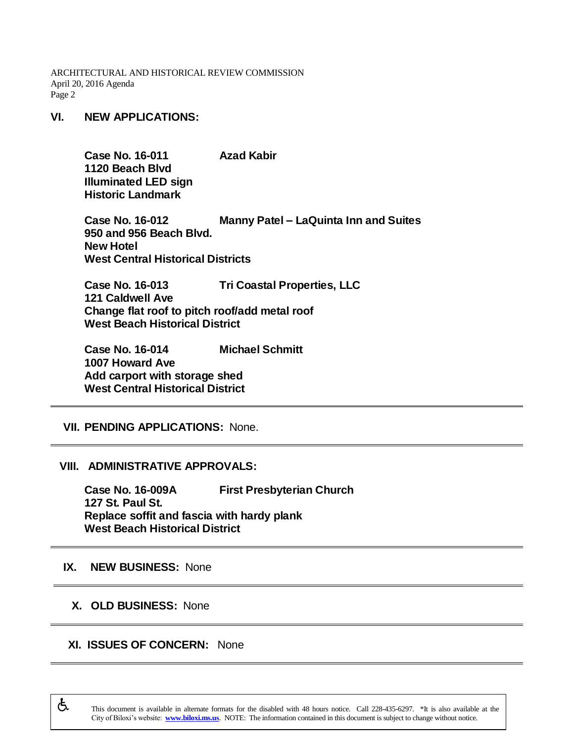## VI. NEW APPLICATIONS:

**Case No. 16-011** **Azad Kabir**
**1120 Beach Blvd**
**Illuminated LED sign**
**Historic Landmark**

**Case No. 16-012** **Manny Patel – LaQuinta Inn and Suites**
**950 and 956 Beach Blvd.**
**New Hotel**
**West Central Historical Districts**

**Case No. 16-013** **Tri Coastal Properties, LLC**
**121 Caldwell Ave**
**Change flat roof to pitch roof/add metal roof**
**West Beach Historical District**

**Case No. 16-014** **Michael Schmitt**
**1007 Howard Ave**
**Add carport with storage shed**
**West Central Historical District**

---

## VII. PENDING APPLICATIONS: None.

---

## VIII. ADMINISTRATIVE APPROVALS:

**Case No. 16-009A** **First Presbyterian Church**
**127 St. Paul St.**
**Replace soffit and fascia with hardy plank**
**West Beach Historical District**

---

## IX. NEW BUSINESS: None

---

## X. OLD BUSINESS: None

---

## XI. ISSUES OF CONCERN: None

---

This document is available in alternate formats for the disabled with 48 hours notice. Call 228-435-6297. *It is also available at the City of Biloxi's website: **www.biloxi.ms.us**. NOTE: The information contained in this document is subject to change without notice.